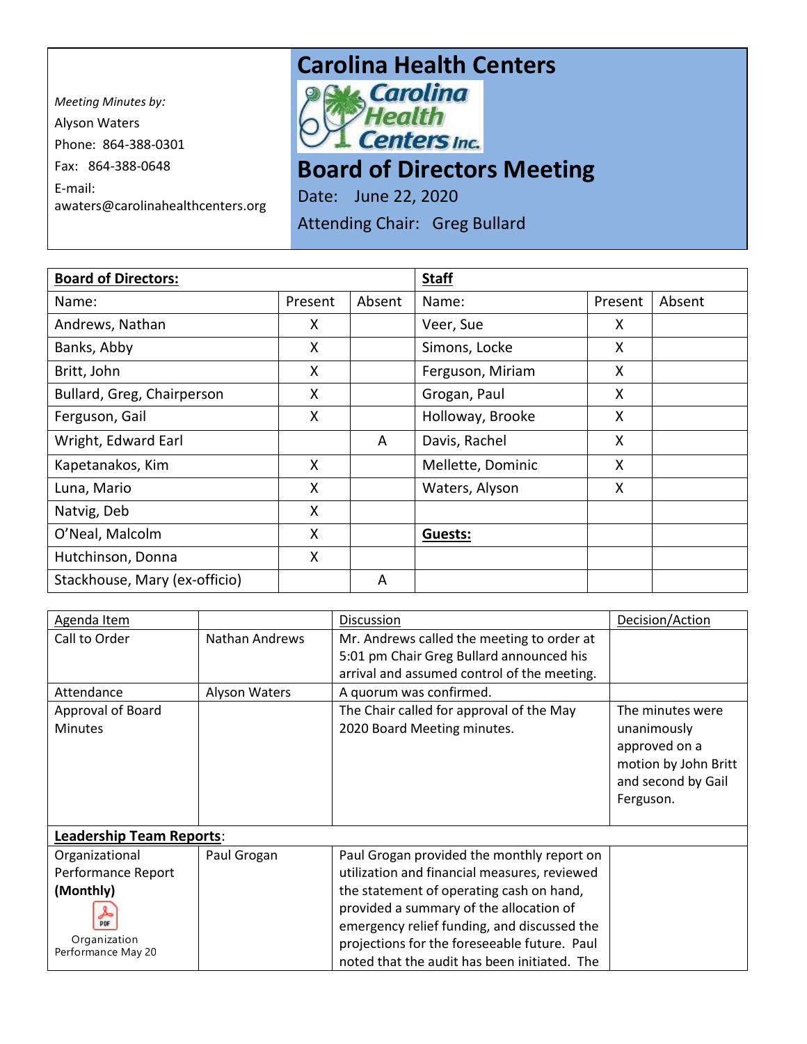Meeting Minutes by:
Alyson Waters
Phone: 864-388-0301
Fax: 864-388-0648
E-mail:
awaters@carolinahealthcenters.org

# Carolina Health Centers

# Board of Directors Meeting

Date: June 22, 2020

Attending Chair: Greg Bullard

| **Board of Directors:** | | | **Staff** | | |
|---|---|---|---|---|---|
| Name: | Present | Absent | Name: | Present | Absent |
| Andrews, Nathan | X | | Veer, Sue | X | |
| Banks, Abby | X | | Simons, Locke | X | |
| Britt, John | X | | Ferguson, Miriam | X | |
| Bullard, Greg, Chairperson | X | | Grogan, Paul | X | |
| Ferguson, Gail | X | | Holloway, Brooke | X | |
| Wright, Edward Earl | | A | Davis, Rachel | X | |
| Kapetanakos, Kim | X | | Mellette, Dominic | X | |
| Luna, Mario | X | | Waters, Alyson | X | |
| Natvig, Deb | X | | | | |
| O'Neal, Malcolm | X | | **Guests:** | | |
| Hutchinson, Donna | X | | | | |
| Stackhouse, Mary (ex-officio) | | A | | | |

| Agenda Item | | Discussion | Decision/Action |
|---|---|---|---|
| Call to Order | Nathan Andrews | Mr. Andrews called the meeting to order at 5:01 pm Chair Greg Bullard announced his arrival and assumed control of the meeting. | |
| Attendance | Alyson Waters | A quorum was confirmed. | |
| Approval of Board Minutes | | The Chair called for approval of the May 2020 Board Meeting minutes. | The minutes were unanimously approved on a motion by John Britt and second by Gail Ferguson. |
| **Leadership Team Reports**: | | | |
| Organizational Performance Report **(Monthly)** Organization Performance May 20 | Paul Grogan | Paul Grogan provided the monthly report on utilization and financial measures, reviewed the statement of operating cash on hand, provided a summary of the allocation of emergency relief funding, and discussed the projections for the foreseeable future. Paul noted that the audit has been initiated. The | |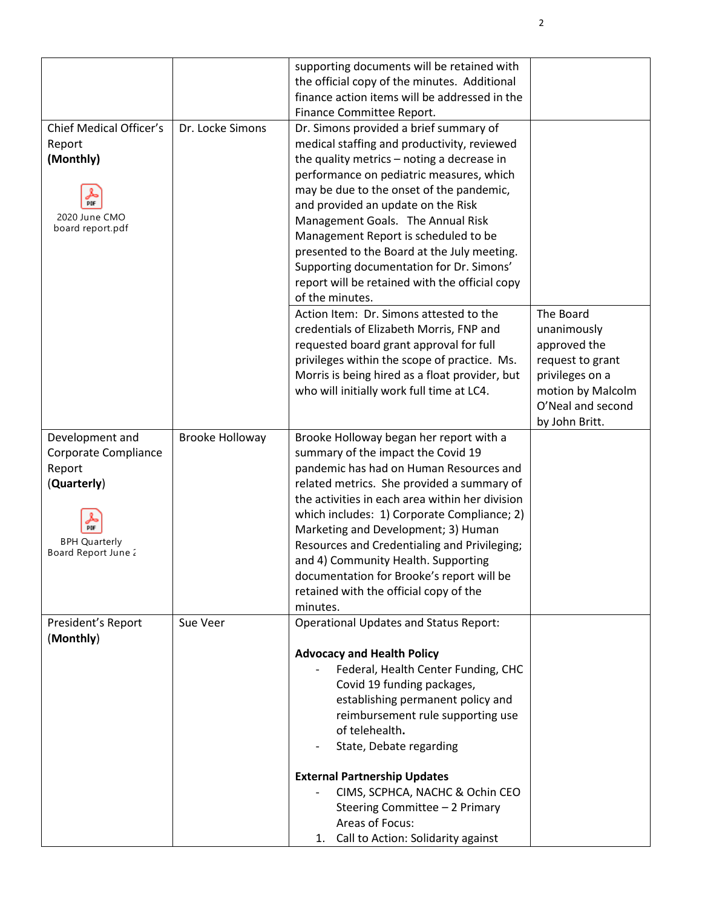| | | | |
|---|---|---|---|
| | | supporting documents will be retained with the official copy of the minutes. Additional finance action items will be addressed in the Finance Committee Report. | |
| Chief Medical Officer's Report **(Monthly)**<br><br>2020 June CMO board report.pdf | Dr. Locke Simons | Dr. Simons provided a brief summary of medical staffing and productivity, reviewed the quality metrics – noting a decrease in performance on pediatric measures, which may be due to the onset of the pandemic, and provided an update on the Risk Management Goals. The Annual Risk Management Report is scheduled to be presented to the Board at the July meeting. Supporting documentation for Dr. Simons' report will be retained with the official copy of the minutes. | |
| | | Action Item: Dr. Simons attested to the credentials of Elizabeth Morris, FNP and requested board grant approval for full privileges within the scope of practice. Ms. Morris is being hired as a float provider, but who will initially work full time at LC4. | The Board unanimously approved the request to grant privileges on a motion by Malcolm O'Neal and second by John Britt. |
| Development and Corporate Compliance Report (**Quarterly**)<br><br>BPH Quarterly Board Report June 2 | Brooke Holloway | Brooke Holloway began her report with a summary of the impact the Covid 19 pandemic has had on Human Resources and related metrics. She provided a summary of the activities in each area within her division which includes: 1) Corporate Compliance; 2) Marketing and Development; 3) Human Resources and Credentialing and Privileging; and 4) Community Health. Supporting documentation for Brooke's report will be retained with the official copy of the minutes. | |
| President's Report (**Monthly**) | Sue Veer | Operational Updates and Status Report:<br><br>**Advocacy and Health Policy**<br>- Federal, Health Center Funding, CHC Covid 19 funding packages, establishing permanent policy and reimbursement rule supporting use of telehealth**.**<br>- State, Debate regarding<br><br>**External Partnership Updates**<br>- CIMS, SCPHCA, NACHC & Ochin CEO Steering Committee – 2 Primary Areas of Focus:<br>1. Call to Action: Solidarity against | |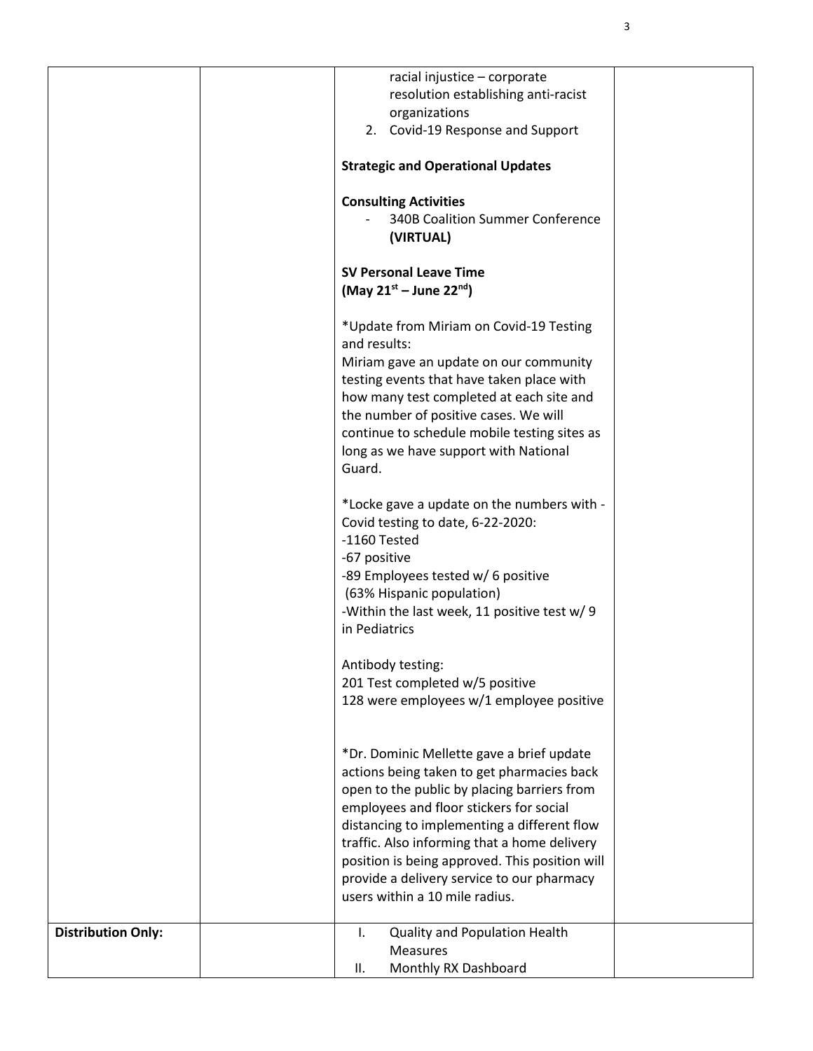| | | | |
|---|---|---|---|
| | | racial injustice – corporate resolution establishing anti-racist organizations<br>2. Covid-19 Response and Support<br><br>**Strategic and Operational Updates**<br><br>**Consulting Activities**<br>- 340B Coalition Summer Conference **(VIRTUAL)**<br><br>**SV Personal Leave Time (May 21st – June 22nd)**<br><br>*Update from Miriam on Covid-19 Testing and results:<br>Miriam gave an update on our community testing events that have taken place with how many test completed at each site and the number of positive cases. We will continue to schedule mobile testing sites as long as we have support with National Guard.<br><br>*Locke gave a update on the numbers with - Covid testing to date, 6-22-2020:<br>-1160 Tested<br>-67 positive<br>-89 Employees tested w/ 6 positive (63% Hispanic population)<br>-Within the last week, 11 positive test w/ 9 in Pediatrics<br><br>Antibody testing:<br>201 Test completed w/5 positive<br>128 were employees w/1 employee positive<br><br>*Dr. Dominic Mellette gave a brief update actions being taken to get pharmacies back open to the public by placing barriers from employees and floor stickers for social distancing to implementing a different flow traffic. Also informing that a home delivery position is being approved. This position will provide a delivery service to our pharmacy users within a 10 mile radius. | |
| **Distribution Only:** | | I. Quality and Population Health Measures<br>II. Monthly RX Dashboard | |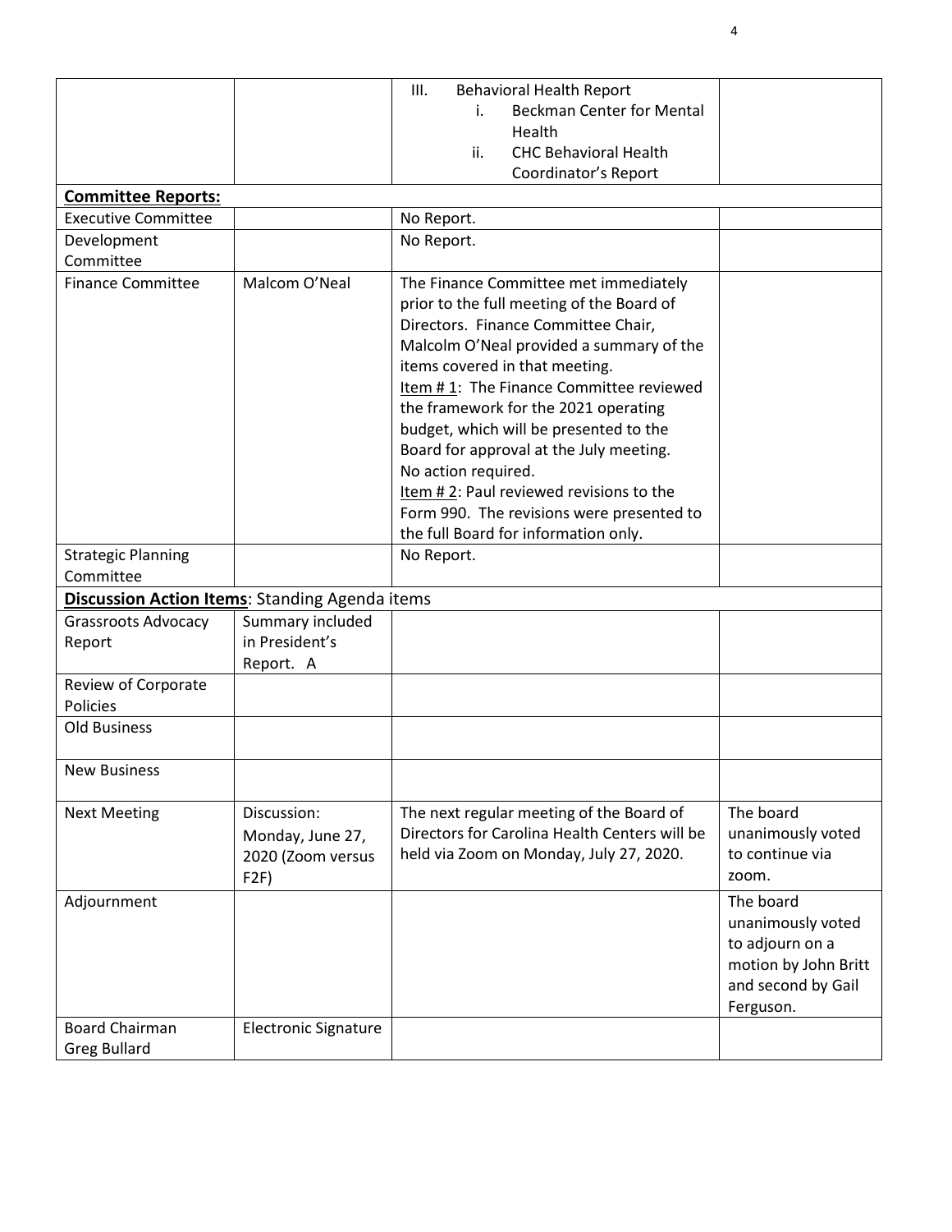| | | | |
|---|---|---|---|
| | | III. Behavioral Health Report<br>i. Beckman Center for Mental Health<br>ii. CHC Behavioral Health Coordinator's Report | |
| **Committee Reports:** | | | |
| Executive Committee | | No Report. | |
| Development Committee | | No Report. | |
| Finance Committee | Malcom O'Neal | The Finance Committee met immediately prior to the full meeting of the Board of Directors. Finance Committee Chair, Malcolm O'Neal provided a summary of the items covered in that meeting.<br>Item # 1: The Finance Committee reviewed the framework for the 2021 operating budget, which will be presented to the Board for approval at the July meeting. No action required.<br>Item # 2: Paul reviewed revisions to the Form 990. The revisions were presented to the full Board for information only. | |
| Strategic Planning Committee | | No Report. | |
| **Discussion Action Items**: Standing Agenda items | | | |
| Grassroots Advocacy Report | Summary included in President's Report. A | | |
| Review of Corporate Policies | | | |
| Old Business | | | |
| New Business | | | |
| Next Meeting | Discussion: Monday, June 27, 2020 (Zoom versus F2F) | The next regular meeting of the Board of Directors for Carolina Health Centers will be held via Zoom on Monday, July 27, 2020. | The board unanimously voted to continue via zoom. |
| Adjournment | | | The board unanimously voted to adjourn on a motion by John Britt and second by Gail Ferguson. |
| Board Chairman Greg Bullard | Electronic Signature | | |